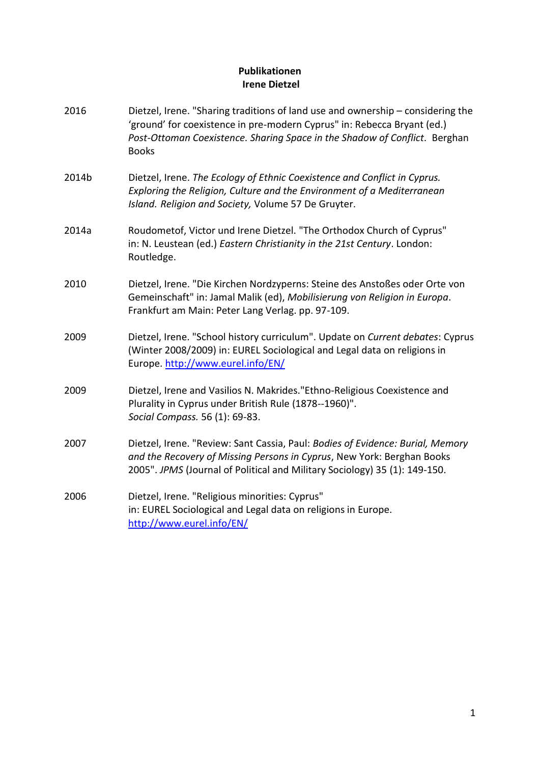**Publikationen**
**Irene Dietzel**

| | |
|---|---|
| 2016 | Dietzel, Irene. "Sharing traditions of land use and ownership – considering the 'ground' for coexistence in pre-modern Cyprus" in: Rebecca Bryant (ed.) *Post-Ottoman Coexistence. Sharing Space in the Shadow of Conflict.* Berghan Books |
| 2014b | Dietzel, Irene. *The Ecology of Ethnic Coexistence and Conflict in Cyprus. Exploring the Religion, Culture and the Environment of a Mediterranean Island. Religion and Society,* Volume 57 De Gruyter. |
| 2014a | Roudometof, Victor und Irene Dietzel. "The Orthodox Church of Cyprus" in: N. Leustean (ed.) *Eastern Christianity in the 21st Century*. London: Routledge. |
| 2010 | Dietzel, Irene. "Die Kirchen Nordzyperns: Steine des Anstoßes oder Orte von Gemeinschaft" in: Jamal Malik (ed), *Mobilisierung von Religion in Europa*. Frankfurt am Main: Peter Lang Verlag. pp. 97-109. |
| 2009 | Dietzel, Irene. "School history curriculum". Update on *Current debates*: Cyprus (Winter 2008/2009) in: EUREL Sociological and Legal data on religions in Europe. http://www.eurel.info/EN/ |
| 2009 | Dietzel, Irene and Vasilios N. Makrides."Ethno-Religious Coexistence and Plurality in Cyprus under British Rule (1878--1960)". *Social Compass.* 56 (1): 69-83. |
| 2007 | Dietzel, Irene. "Review: Sant Cassia, Paul: *Bodies of Evidence: Burial, Memory and the Recovery of Missing Persons in Cyprus*, New York: Berghan Books 2005". *JPMS* (Journal of Political and Military Sociology) 35 (1): 149-150. |
| 2006 | Dietzel, Irene. "Religious minorities: Cyprus" in: EUREL Sociological and Legal data on religions in Europe. http://www.eurel.info/EN/ |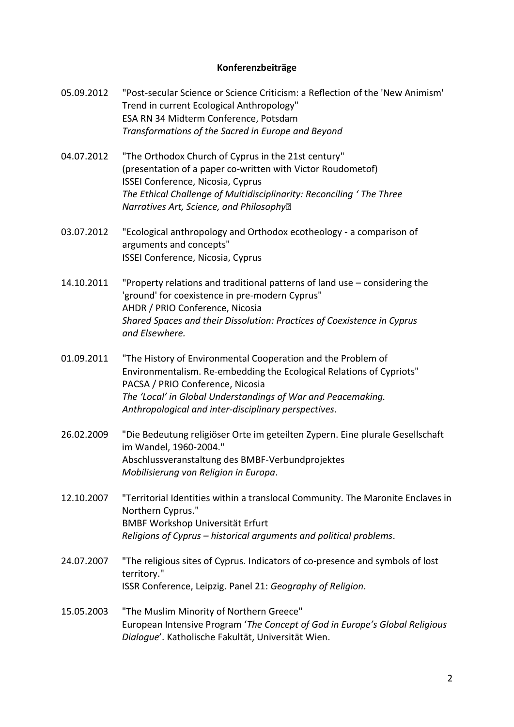## Konferenzbeiträge

05.09.2012 "Post-secular Science or Science Criticism: a Reflection of the 'New Animism' Trend in current Ecological Anthropology"
ESA RN 34 Midterm Conference, Potsdam
*Transformations of the Sacred in Europe and Beyond*

04.07.2012 "The Orthodox Church of Cyprus in the 21st century"
(presentation of a paper co-written with Victor Roudometof)
ISSEI Conference, Nicosia, Cyprus
*The Ethical Challenge of Multidisciplinarity: Reconciling ' The Three Narratives Art, Science, and Philosophy*

03.07.2012 "Ecological anthropology and Orthodox ecotheology - a comparison of arguments and concepts"
ISSEI Conference, Nicosia, Cyprus

14.10.2011 "Property relations and traditional patterns of land use – considering the 'ground' for coexistence in pre-modern Cyprus"
AHDR / PRIO Conference, Nicosia
*Shared Spaces and their Dissolution: Practices of Coexistence in Cyprus and Elsewhere.*

01.09.2011 "The History of Environmental Cooperation and the Problem of Environmentalism. Re-embedding the Ecological Relations of Cypriots"
PACSA / PRIO Conference, Nicosia
*The 'Local' in Global Understandings of War and Peacemaking. Anthropological and inter-disciplinary perspectives*.

26.02.2009 "Die Bedeutung religiöser Orte im geteilten Zypern. Eine plurale Gesellschaft im Wandel, 1960-2004."
Abschlussveranstaltung des BMBF-Verbundprojektes
*Mobilisierung von Religion in Europa*.

12.10.2007 "Territorial Identities within a translocal Community. The Maronite Enclaves in Northern Cyprus."
BMBF Workshop Universität Erfurt
*Religions of Cyprus – historical arguments and political problems*.

24.07.2007 "The religious sites of Cyprus. Indicators of co-presence and symbols of lost territory."
ISSR Conference, Leipzig. Panel 21: *Geography of Religion*.

15.05.2003 "The Muslim Minority of Northern Greece"
European Intensive Program '*The Concept of God in Europe's Global Religious Dialogue*'. Katholische Fakultät, Universität Wien.